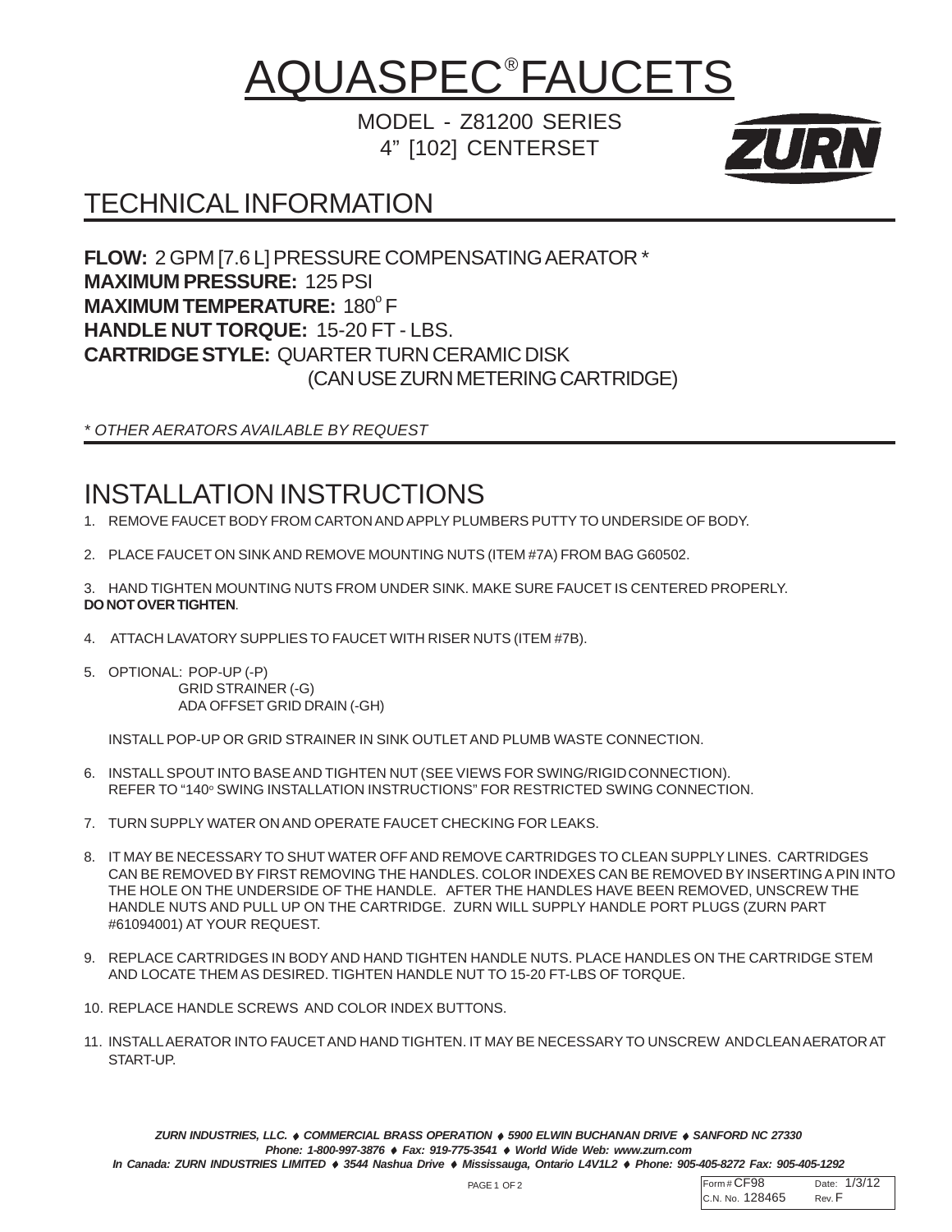# AQUASPEC® FAUCETS

MODEL - Z81200 SERIES
4" [102] CENTERSET

## TECHNICAL INFORMATION

**FLOW:** 2 GPM [7.6 L] PRESSURE COMPENSATING AERATOR *
**MAXIMUM PRESSURE:** 125 PSI
**MAXIMUM TEMPERATURE:** 180° F
**HANDLE NUT TORQUE:** 15-20 FT - LBS.
**CARTRIDGE STYLE:** QUARTER TURN CERAMIC DISK
(CAN USE ZURN METERING CARTRIDGE)

*\* OTHER AERATORS AVAILABLE BY REQUEST*

## INSTALLATION INSTRUCTIONS

1. REMOVE FAUCET BODY FROM CARTON AND APPLY PLUMBERS PUTTY TO UNDERSIDE OF BODY.

2. PLACE FAUCET ON SINK AND REMOVE MOUNTING NUTS (ITEM #7A) FROM BAG G60502.

3. HAND TIGHTEN MOUNTING NUTS FROM UNDER SINK. MAKE SURE FAUCET IS CENTERED PROPERLY. **DO NOT OVER TIGHTEN**.

4. ATTACH LAVATORY SUPPLIES TO FAUCET WITH RISER NUTS (ITEM #7B).

5. OPTIONAL: POP-UP (-P)
   GRID STRAINER (-G)
   ADA OFFSET GRID DRAIN (-GH)

   INSTALL POP-UP OR GRID STRAINER IN SINK OUTLET AND PLUMB WASTE CONNECTION.

6. INSTALL SPOUT INTO BASE AND TIGHTEN NUT (SEE VIEWS FOR SWING/RIGID CONNECTION). REFER TO "140° SWING INSTALLATION INSTRUCTIONS" FOR RESTRICTED SWING CONNECTION.

7. TURN SUPPLY WATER ON AND OPERATE FAUCET CHECKING FOR LEAKS.

8. IT MAY BE NECESSARY TO SHUT WATER OFF AND REMOVE CARTRIDGES TO CLEAN SUPPLY LINES. CARTRIDGES CAN BE REMOVED BY FIRST REMOVING THE HANDLES. COLOR INDEXES CAN BE REMOVED BY INSERTING A PIN INTO THE HOLE ON THE UNDERSIDE OF THE HANDLE. AFTER THE HANDLES HAVE BEEN REMOVED, UNSCREW THE HANDLE NUTS AND PULL UP ON THE CARTRIDGE. ZURN WILL SUPPLY HANDLE PORT PLUGS (ZURN PART #61094001) AT YOUR REQUEST.

9. REPLACE CARTRIDGES IN BODY AND HAND TIGHTEN HANDLE NUTS. PLACE HANDLES ON THE CARTRIDGE STEM AND LOCATE THEM AS DESIRED. TIGHTEN HANDLE NUT TO 15-20 FT-LBS OF TORQUE.

10. REPLACE HANDLE SCREWS AND COLOR INDEX BUTTONS.

11. INSTALL AERATOR INTO FAUCET AND HAND TIGHTEN. IT MAY BE NECESSARY TO UNSCREW AND CLEAN AERATOR AT START-UP.

***ZURN INDUSTRIES, LLC. ♦ COMMERCIAL BRASS OPERATION ♦ 5900 ELWIN BUCHANAN DRIVE ♦ SANFORD NC 27330***
***Phone: 1-800-997-3876 ♦ Fax: 919-775-3541 ♦ World Wide Web: www.zurn.com***
***In Canada: ZURN INDUSTRIES LIMITED ♦ 3544 Nashua Drive ♦ Mississauga, Ontario L4V1L2 ♦ Phone: 905-405-8272 Fax: 905-405-1292***

| Form # CF98 | Date: 1/3/12 |
| --- | --- |
| C.N. No. 128465 | Rev. F |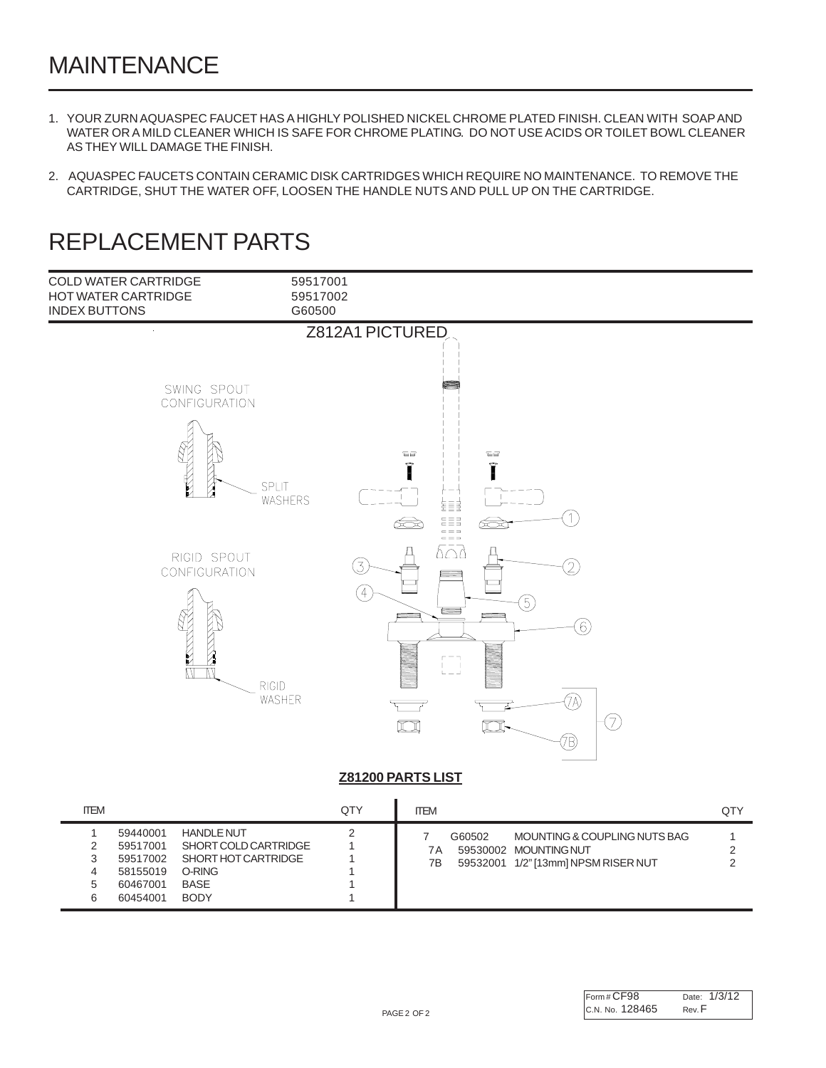# MAINTENANCE

1. YOUR ZURN AQUASPEC FAUCET HAS A HIGHLY POLISHED NICKEL CHROME PLATED FINISH. CLEAN WITH SOAP AND WATER OR A MILD CLEANER WHICH IS SAFE FOR CHROME PLATING. DO NOT USE ACIDS OR TOILET BOWL CLEANER AS THEY WILL DAMAGE THE FINISH.

2. AQUASPEC FAUCETS CONTAIN CERAMIC DISK CARTRIDGES WHICH REQUIRE NO MAINTENANCE. TO REMOVE THE CARTRIDGE, SHUT THE WATER OFF, LOOSEN THE HANDLE NUTS AND PULL UP ON THE CARTRIDGE.

# REPLACEMENT PARTS

| | |
|---|---|
| COLD WATER CARTRIDGE | 59517001 |
| HOT WATER CARTRIDGE | 59517002 |
| INDEX BUTTONS | G60500 |

Z812A1 PICTURED

SWING SPOUT CONFIGURATION

SPLIT WASHERS

RIGID SPOUT CONFIGURATION

RIGID WASHER

1
2
3
4
5
6
7A
7
7B

**Z81200 PARTS LIST**

| ITEM | | | QTY |
|---|---|---|---|
| 1 | 59440001 | HANDLE NUT | 2 |
| 2 | 59517001 | SHORT COLD CARTRIDGE | 1 |
| 3 | 59517002 | SHORT HOT CARTRIDGE | 1 |
| 4 | 58155019 | O-RING | 1 |
| 5 | 60467001 | BASE | 1 |
| 6 | 60454001 | BODY | 1 |
| 7 | G60502 | MOUNTING & COUPLING NUTS BAG | 1 |
| 7A | 59530002 | MOUNTING NUT | 2 |
| 7B | 59532001 | 1/2" [13mm] NPSM RISER NUT | 2 |

Form # CF98 Date: 1/3/12
C.N. No. 128465 Rev. F